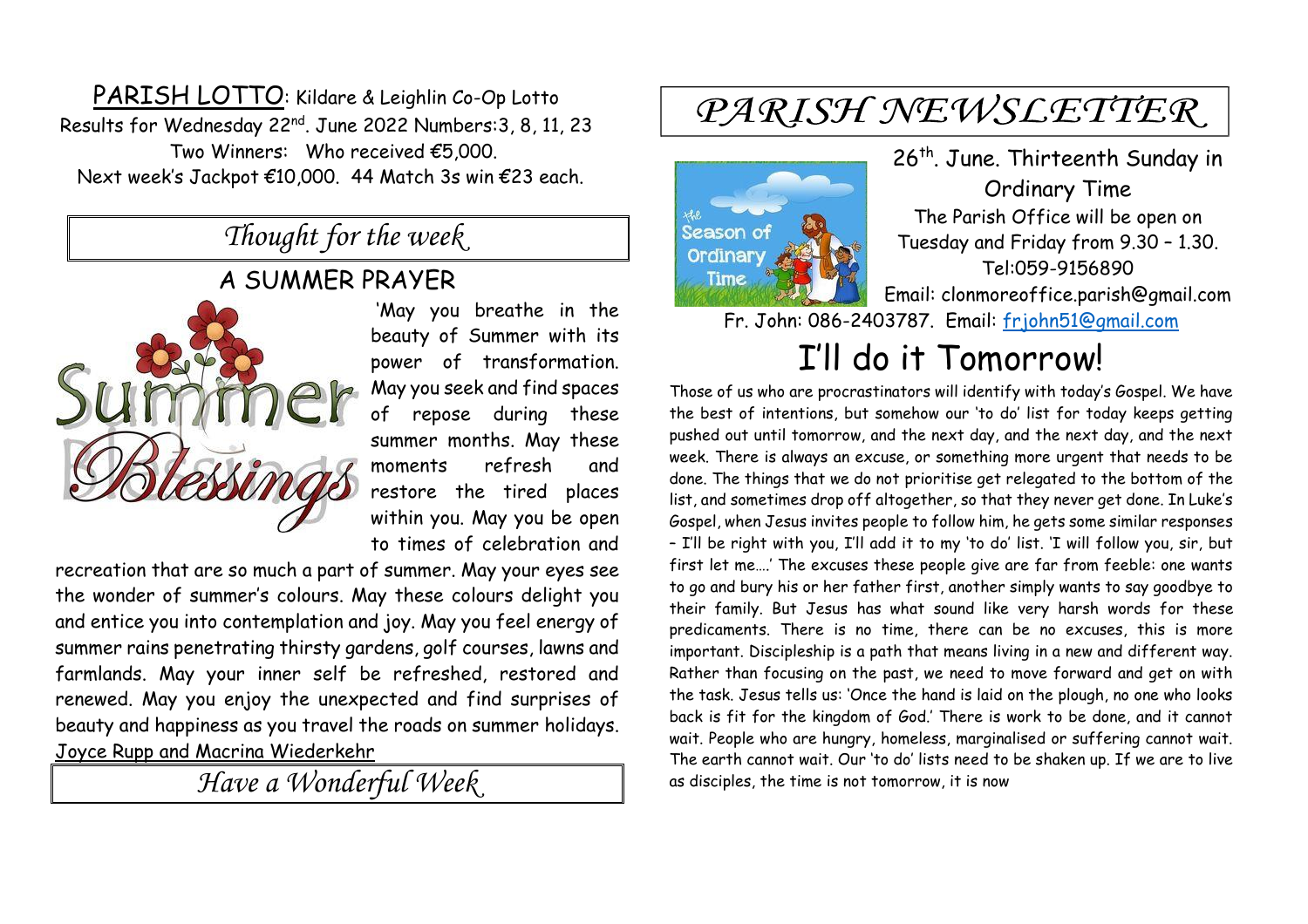PARISH LOTTO: Kildare & Leighlin Co-Op Lotto
Results for Wednesday 22nd. June 2022 Numbers:3, 8, 11, 23
Two Winners: Who received €5,000.
Next week's Jackpot €10,000. 44 Match 3s win €23 each.

## *Thought for the week*

### A SUMMER PRAYER

'May you breathe in the beauty of Summer with its power of transformation. May you seek and find spaces of repose during these summer months. May these moments refresh and restore the tired places within you. May you be open to times of celebration and recreation that are so much a part of summer. May your eyes see the wonder of summer's colours. May these colours delight you and entice you into contemplation and joy. May you feel energy of summer rains penetrating thirsty gardens, golf courses, lawns and farmlands. May your inner self be refreshed, restored and renewed. May you enjoy the unexpected and find surprises of beauty and happiness as you travel the roads on summer holidays.
Joyce Rupp and Macrina Wiederkehr

## *Have a Wonderful Week*

# *PARISH NEWSLETTER*

26th. June. Thirteenth Sunday in Ordinary Time
The Parish Office will be open on Tuesday and Friday from 9.30 – 1.30.
Tel:059-9156890
Email: clonmoreoffice.parish@gmail.com
Fr. John: 086-2403787. Email: frjohn51@gmail.com

# I'll do it Tomorrow!

Those of us who are procrastinators will identify with today's Gospel. We have the best of intentions, but somehow our 'to do' list for today keeps getting pushed out until tomorrow, and the next day, and the next day, and the next week. There is always an excuse, or something more urgent that needs to be done. The things that we do not prioritise get relegated to the bottom of the list, and sometimes drop off altogether, so that they never get done. In Luke's Gospel, when Jesus invites people to follow him, he gets some similar responses – I'll be right with you, I'll add it to my 'to do' list. 'I will follow you, sir, but first let me….' The excuses these people give are far from feeble: one wants to go and bury his or her father first, another simply wants to say goodbye to their family. But Jesus has what sound like very harsh words for these predicaments. There is no time, there can be no excuses, this is more important. Discipleship is a path that means living in a new and different way. Rather than focusing on the past, we need to move forward and get on with the task. Jesus tells us: 'Once the hand is laid on the plough, no one who looks back is fit for the kingdom of God.' There is work to be done, and it cannot wait. People who are hungry, homeless, marginalised or suffering cannot wait. The earth cannot wait. Our 'to do' lists need to be shaken up. If we are to live as disciples, the time is not tomorrow, it is now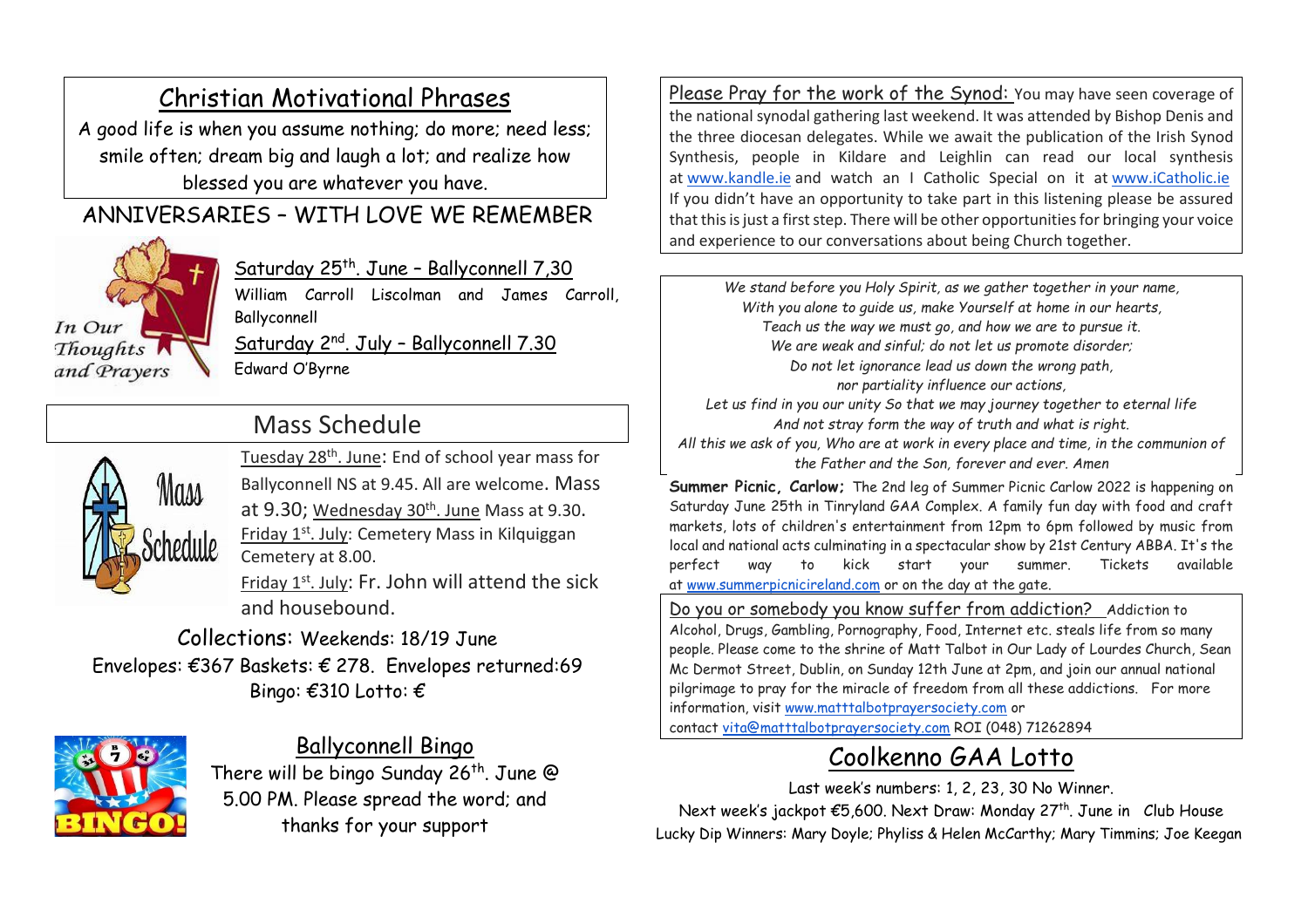## Christian Motivational Phrases

A good life is when you assume nothing; do more; need less; smile often; dream big and laugh a lot; and realize how blessed you are whatever you have.

## ANNIVERSARIES – WITH LOVE WE REMEMBER

In Our Thoughts and Prayers

Saturday 25th. June – Ballyconnell 7,30

William Carroll Liscolman and James Carroll, Ballyconnell

Saturday 2nd. July – Ballyconnell 7.30

Edward O'Byrne

## Mass Schedule

Tuesday 28th. June: End of school year mass for Ballyconnell NS at 9.45. All are welcome. Mass at 9.30; Wednesday 30th. June Mass at 9.30. Friday 1st. July: Cemetery Mass in Kilquiggan Cemetery at 8.00.

Friday 1st. July: Fr. John will attend the sick and housebound.

Collections: Weekends: 18/19 June

Envelopes: €367 Baskets: € 278. Envelopes returned:69

Bingo: €310 Lotto: €

## Ballyconnell Bingo

There will be bingo Sunday 26th. June @ 5.00 PM. Please spread the word; and thanks for your support

Please Pray for the work of the Synod: You may have seen coverage of the national synodal gathering last weekend. It was attended by Bishop Denis and the three diocesan delegates. While we await the publication of the Irish Synod Synthesis, people in Kildare and Leighlin can read our local synthesis at www.kandle.ie and watch an I Catholic Special on it at www.iCatholic.ie If you didn't have an opportunity to take part in this listening please be assured that this is just a first step. There will be other opportunities for bringing your voice and experience to our conversations about being Church together.

*We stand before you Holy Spirit, as we gather together in your name,*
*With you alone to guide us, make Yourself at home in our hearts,*
*Teach us the way we must go, and how we are to pursue it.*
*We are weak and sinful; do not let us promote disorder;*
*Do not let ignorance lead us down the wrong path,*
*nor partiality influence our actions,*
*Let us find in you our unity So that we may journey together to eternal life*
*And not stray form the way of truth and what is right.*
*All this we ask of you, Who are at work in every place and time, in the communion of the Father and the Son, forever and ever. Amen*

**Summer Picnic, Carlow;** The 2nd leg of Summer Picnic Carlow 2022 is happening on Saturday June 25th in Tinryland GAA Complex. A family fun day with food and craft markets, lots of children's entertainment from 12pm to 6pm followed by music from local and national acts culminating in a spectacular show by 21st Century ABBA. It's the perfect way to kick start your summer. Tickets available at www.summerpicnicireland.com or on the day at the gate.

Do you or somebody you know suffer from addiction? Addiction to Alcohol, Drugs, Gambling, Pornography, Food, Internet etc. steals life from so many people. Please come to the shrine of Matt Talbot in Our Lady of Lourdes Church, Sean Mc Dermot Street, Dublin, on Sunday 12th June at 2pm, and join our annual national pilgrimage to pray for the miracle of freedom from all these addictions. For more information, visit www.matttalbotprayersociety.com or contact vita@matttalbotprayersociety.com ROI (048) 71262894

## Coolkenno GAA Lotto

Last week's numbers: 1, 2, 23, 30 No Winner.

Next week's jackpot €5,600. Next Draw: Monday 27th. June in Club House

Lucky Dip Winners: Mary Doyle; Phyliss & Helen McCarthy; Mary Timmins; Joe Keegan